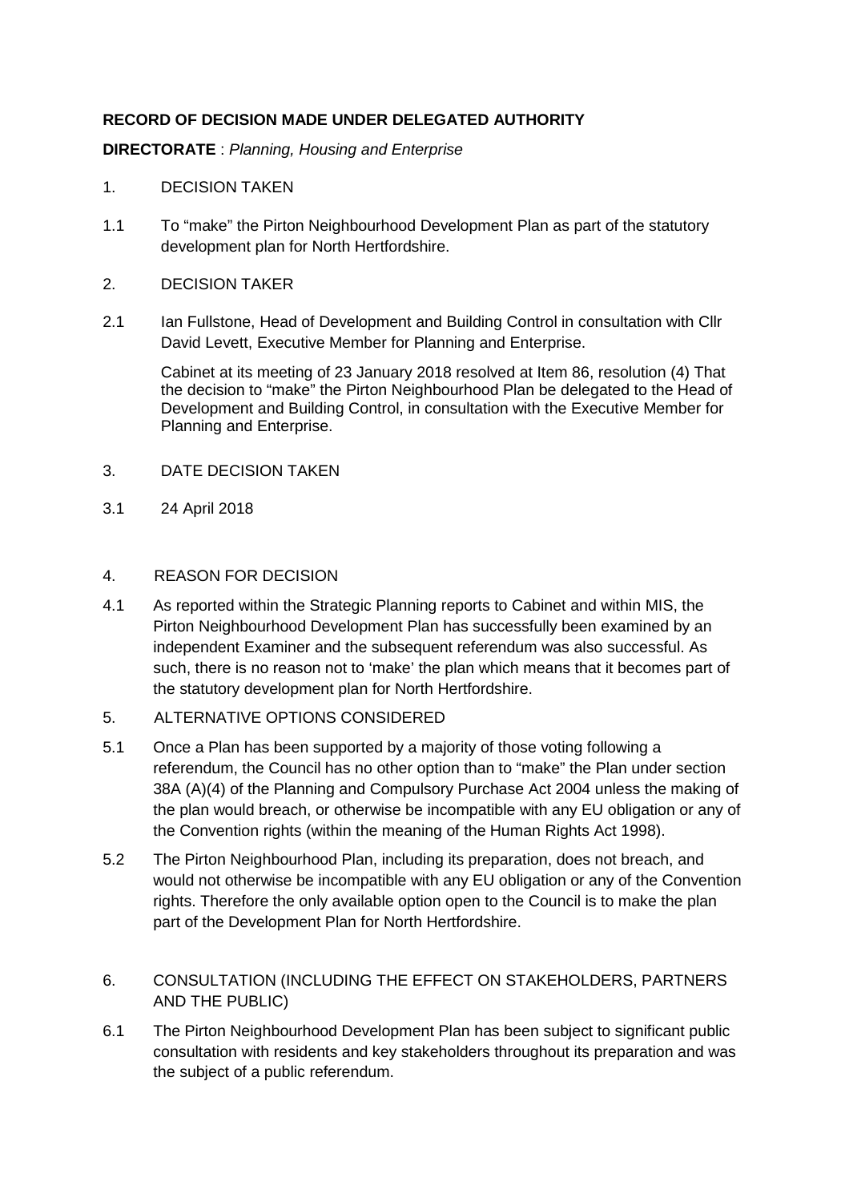**RECORD OF DECISION MADE UNDER DELEGATED AUTHORITY**

**DIRECTORATE** : *Planning, Housing and Enterprise*

1. DECISION TAKEN

1.1 To "make" the Pirton Neighbourhood Development Plan as part of the statutory development plan for North Hertfordshire.

2. DECISION TAKER

2.1 Ian Fullstone, Head of Development and Building Control in consultation with Cllr David Levett, Executive Member for Planning and Enterprise.

Cabinet at its meeting of 23 January 2018 resolved at Item 86, resolution (4) That the decision to "make" the Pirton Neighbourhood Plan be delegated to the Head of Development and Building Control, in consultation with the Executive Member for Planning and Enterprise.

3. DATE DECISION TAKEN

3.1 24 April 2018

4. REASON FOR DECISION

4.1 As reported within the Strategic Planning reports to Cabinet and within MIS, the Pirton Neighbourhood Development Plan has successfully been examined by an independent Examiner and the subsequent referendum was also successful. As such, there is no reason not to 'make' the plan which means that it becomes part of the statutory development plan for North Hertfordshire.

5. ALTERNATIVE OPTIONS CONSIDERED

5.1 Once a Plan has been supported by a majority of those voting following a referendum, the Council has no other option than to "make" the Plan under section 38A (A)(4) of the Planning and Compulsory Purchase Act 2004 unless the making of the plan would breach, or otherwise be incompatible with any EU obligation or any of the Convention rights (within the meaning of the Human Rights Act 1998).

5.2 The Pirton Neighbourhood Plan, including its preparation, does not breach, and would not otherwise be incompatible with any EU obligation or any of the Convention rights. Therefore the only available option open to the Council is to make the plan part of the Development Plan for North Hertfordshire.

6. CONSULTATION (INCLUDING THE EFFECT ON STAKEHOLDERS, PARTNERS AND THE PUBLIC)

6.1 The Pirton Neighbourhood Development Plan has been subject to significant public consultation with residents and key stakeholders throughout its preparation and was the subject of a public referendum.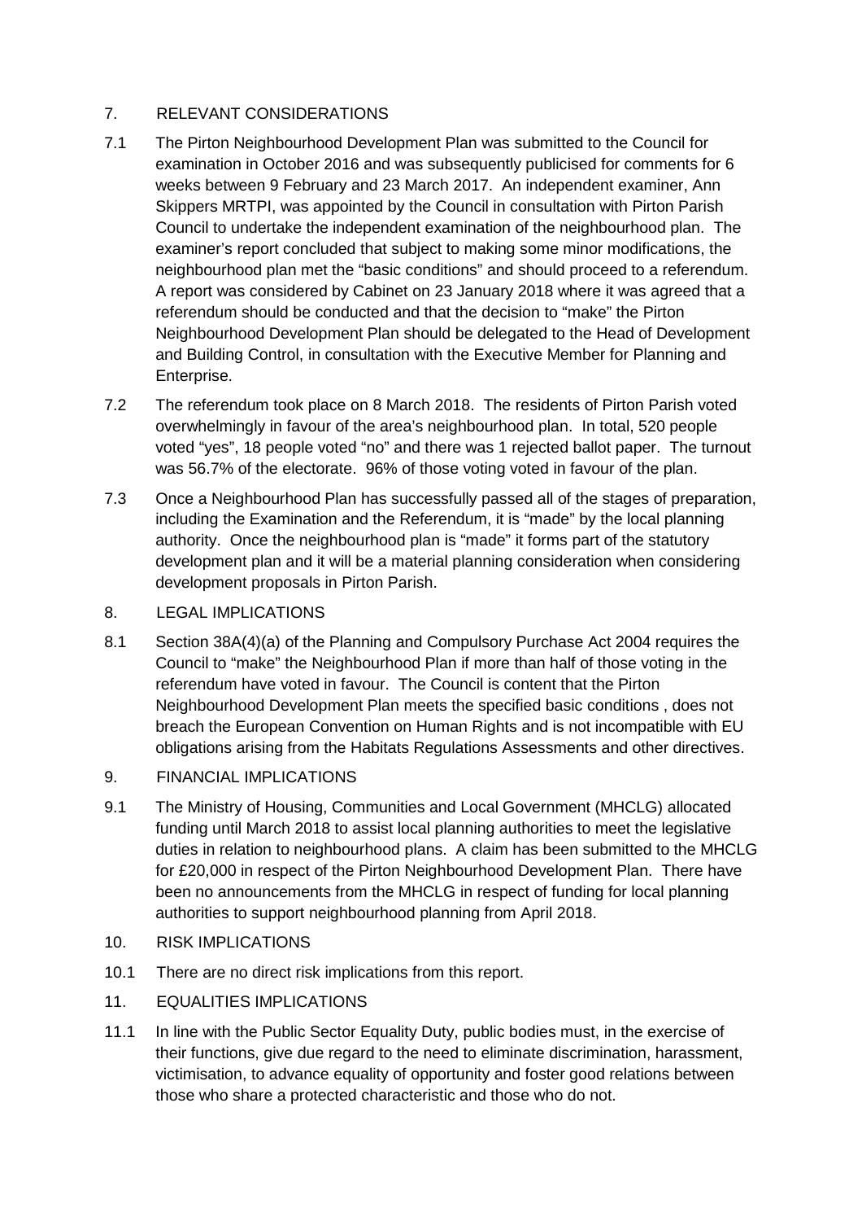## 7. RELEVANT CONSIDERATIONS

7.1 The Pirton Neighbourhood Development Plan was submitted to the Council for examination in October 2016 and was subsequently publicised for comments for 6 weeks between 9 February and 23 March 2017. An independent examiner, Ann Skippers MRTPI, was appointed by the Council in consultation with Pirton Parish Council to undertake the independent examination of the neighbourhood plan. The examiner's report concluded that subject to making some minor modifications, the neighbourhood plan met the "basic conditions" and should proceed to a referendum. A report was considered by Cabinet on 23 January 2018 where it was agreed that a referendum should be conducted and that the decision to "make" the Pirton Neighbourhood Development Plan should be delegated to the Head of Development and Building Control, in consultation with the Executive Member for Planning and Enterprise.

7.2 The referendum took place on 8 March 2018. The residents of Pirton Parish voted overwhelmingly in favour of the area's neighbourhood plan. In total, 520 people voted "yes", 18 people voted "no" and there was 1 rejected ballot paper. The turnout was 56.7% of the electorate. 96% of those voting voted in favour of the plan.

7.3 Once a Neighbourhood Plan has successfully passed all of the stages of preparation, including the Examination and the Referendum, it is "made" by the local planning authority. Once the neighbourhood plan is "made" it forms part of the statutory development plan and it will be a material planning consideration when considering development proposals in Pirton Parish.

## 8. LEGAL IMPLICATIONS

8.1 Section 38A(4)(a) of the Planning and Compulsory Purchase Act 2004 requires the Council to "make" the Neighbourhood Plan if more than half of those voting in the referendum have voted in favour. The Council is content that the Pirton Neighbourhood Development Plan meets the specified basic conditions , does not breach the European Convention on Human Rights and is not incompatible with EU obligations arising from the Habitats Regulations Assessments and other directives.

## 9. FINANCIAL IMPLICATIONS

9.1 The Ministry of Housing, Communities and Local Government (MHCLG) allocated funding until March 2018 to assist local planning authorities to meet the legislative duties in relation to neighbourhood plans. A claim has been submitted to the MHCLG for £20,000 in respect of the Pirton Neighbourhood Development Plan. There have been no announcements from the MHCLG in respect of funding for local planning authorities to support neighbourhood planning from April 2018.

## 10. RISK IMPLICATIONS

10.1 There are no direct risk implications from this report.

## 11. EQUALITIES IMPLICATIONS

11.1 In line with the Public Sector Equality Duty, public bodies must, in the exercise of their functions, give due regard to the need to eliminate discrimination, harassment, victimisation, to advance equality of opportunity and foster good relations between those who share a protected characteristic and those who do not.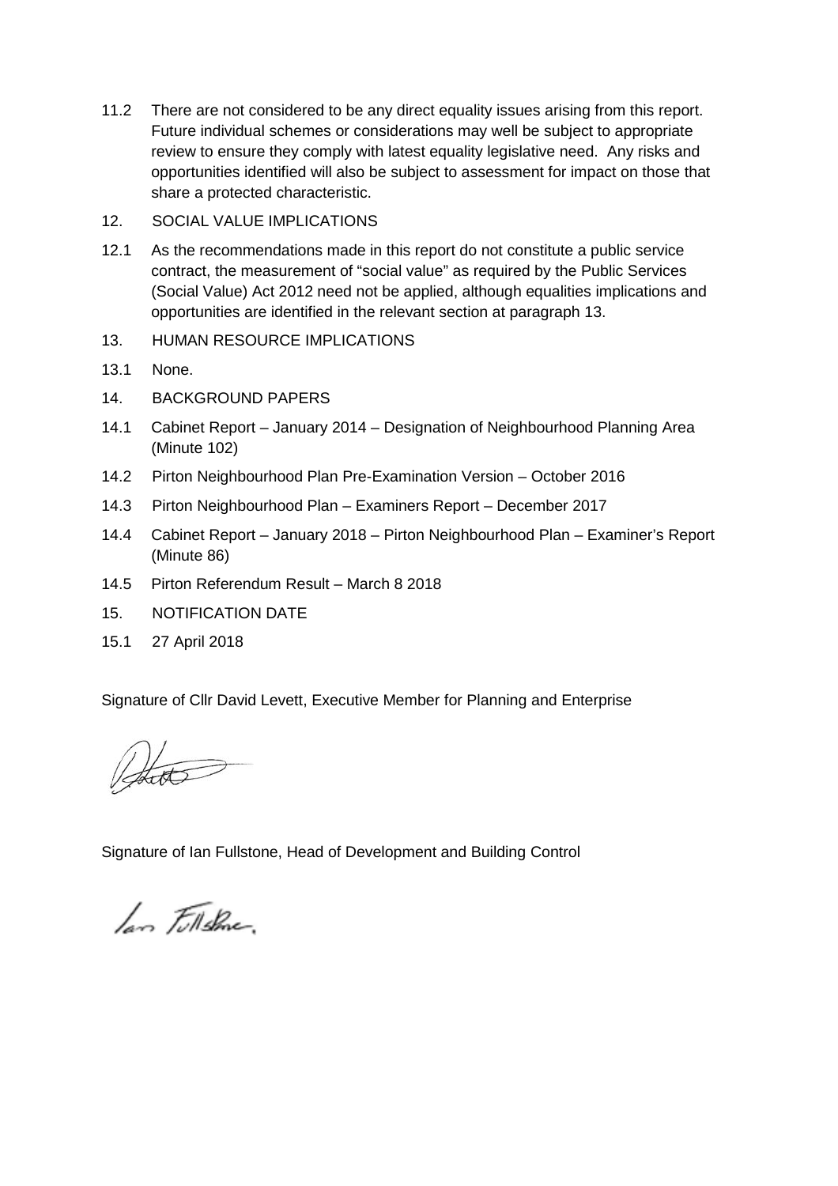11.2 There are not considered to be any direct equality issues arising from this report. Future individual schemes or considerations may well be subject to appropriate review to ensure they comply with latest equality legislative need. Any risks and opportunities identified will also be subject to assessment for impact on those that share a protected characteristic.

12. SOCIAL VALUE IMPLICATIONS

12.1 As the recommendations made in this report do not constitute a public service contract, the measurement of "social value" as required by the Public Services (Social Value) Act 2012 need not be applied, although equalities implications and opportunities are identified in the relevant section at paragraph 13.

13. HUMAN RESOURCE IMPLICATIONS

13.1 None.

14. BACKGROUND PAPERS

14.1 Cabinet Report – January 2014 – Designation of Neighbourhood Planning Area (Minute 102)

14.2 Pirton Neighbourhood Plan Pre-Examination Version – October 2016

14.3 Pirton Neighbourhood Plan – Examiners Report – December 2017

14.4 Cabinet Report – January 2018 – Pirton Neighbourhood Plan – Examiner's Report (Minute 86)

14.5 Pirton Referendum Result – March 8 2018

15. NOTIFICATION DATE

15.1 27 April 2018

Signature of Cllr David Levett, Executive Member for Planning and Enterprise

Signature of Ian Fullstone, Head of Development and Building Control